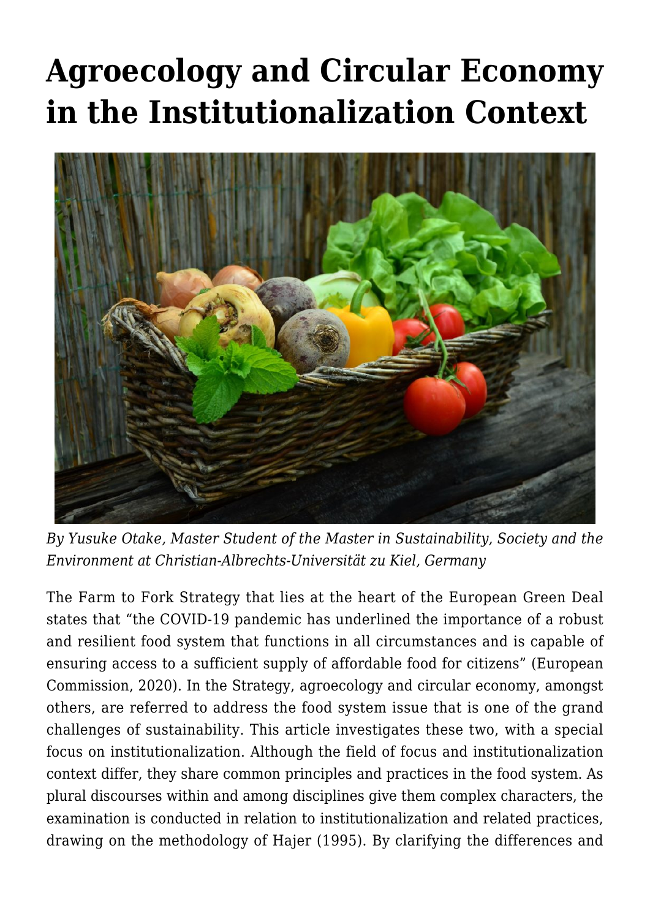# Agroecology and Circular Economy in the Institutionalization Context

*By Yusuke Otake, Master Student of the Master in Sustainability, Society and the Environment at Christian-Albrechts-Universität zu Kiel, Germany*

The Farm to Fork Strategy that lies at the heart of the European Green Deal states that "the COVID-19 pandemic has underlined the importance of a robust and resilient food system that functions in all circumstances and is capable of ensuring access to a sufficient supply of affordable food for citizens" (European Commission, 2020). In the Strategy, agroecology and circular economy, amongst others, are referred to address the food system issue that is one of the grand challenges of sustainability. This article investigates these two, with a special focus on institutionalization. Although the field of focus and institutionalization context differ, they share common principles and practices in the food system. As plural discourses within and among disciplines give them complex characters, the examination is conducted in relation to institutionalization and related practices, drawing on the methodology of Hajer (1995). By clarifying the differences and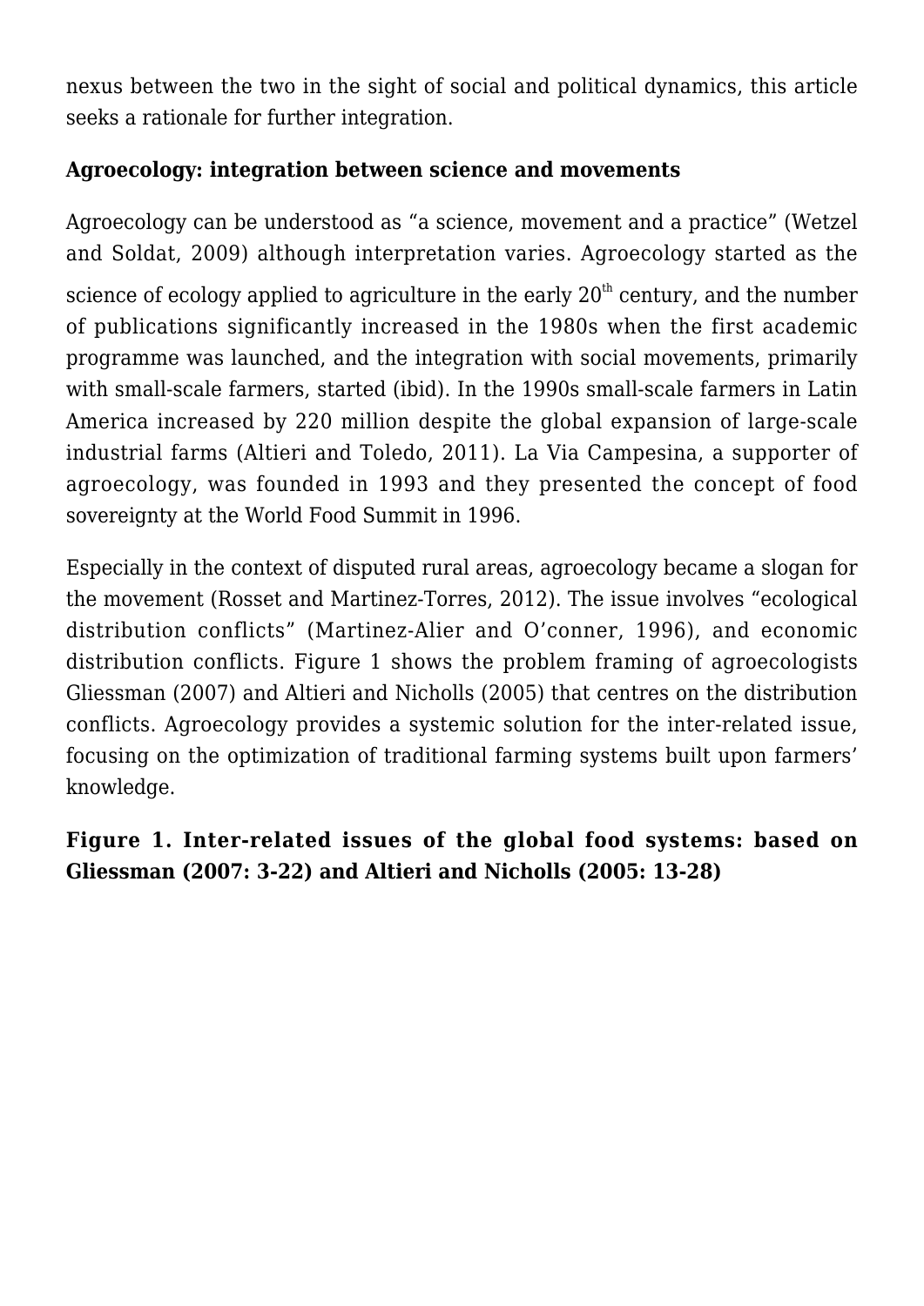nexus between the two in the sight of social and political dynamics, this article seeks a rationale for further integration.

**Agroecology: integration between science and movements**

Agroecology can be understood as “a science, movement and a practice” (Wetzel and Soldat, 2009) although interpretation varies. Agroecology started as the science of ecology applied to agriculture in the early 20th century, and the number of publications significantly increased in the 1980s when the first academic programme was launched, and the integration with social movements, primarily with small-scale farmers, started (ibid). In the 1990s small-scale farmers in Latin America increased by 220 million despite the global expansion of large-scale industrial farms (Altieri and Toledo, 2011). La Via Campesina, a supporter of agroecology, was founded in 1993 and they presented the concept of food sovereignty at the World Food Summit in 1996.

Especially in the context of disputed rural areas, agroecology became a slogan for the movement (Rosset and Martinez-Torres, 2012). The issue involves “ecological distribution conflicts” (Martinez-Alier and O’conner, 1996), and economic distribution conflicts. Figure 1 shows the problem framing of agroecologists Gliessman (2007) and Altieri and Nicholls (2005) that centres on the distribution conflicts. Agroecology provides a systemic solution for the inter-related issue, focusing on the optimization of traditional farming systems built upon farmers’ knowledge.

**Figure 1. Inter-related issues of the global food systems: based on Gliessman (2007: 3-22) and Altieri and Nicholls (2005: 13-28)**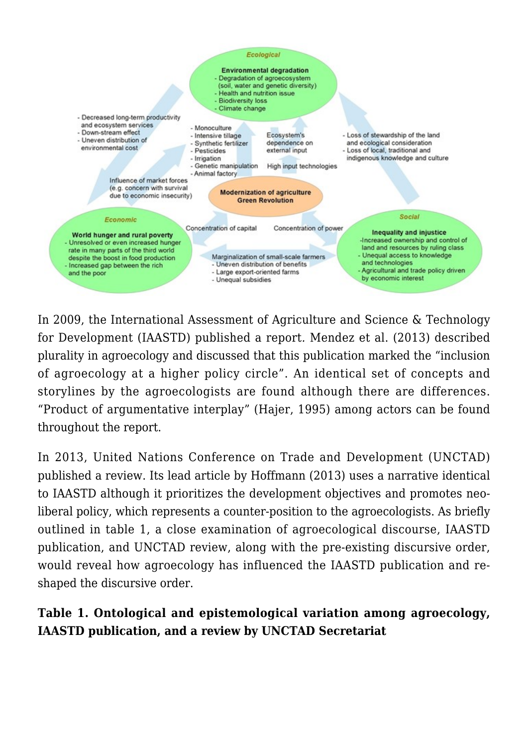In 2009, the International Assessment of Agriculture and Science & Technology for Development (IAASTD) published a report. Mendez et al. (2013) described plurality in agroecology and discussed that this publication marked the "inclusion of agroecology at a higher policy circle". An identical set of concepts and storylines by the agroecologists are found although there are differences. "Product of argumentative interplay" (Hajer, 1995) among actors can be found throughout the report.

In 2013, United Nations Conference on Trade and Development (UNCTAD) published a review. Its lead article by Hoffmann (2013) uses a narrative identical to IAASTD although it prioritizes the development objectives and promotes neo-liberal policy, which represents a counter-position to the agroecologists. As briefly outlined in table 1, a close examination of agroecological discourse, IAASTD publication, and UNCTAD review, along with the pre-existing discursive order, would reveal how agroecology has influenced the IAASTD publication and re-shaped the discursive order.

**Table 1. Ontological and epistemological variation among agroecology, IAASTD publication, and a review by UNCTAD Secretariat**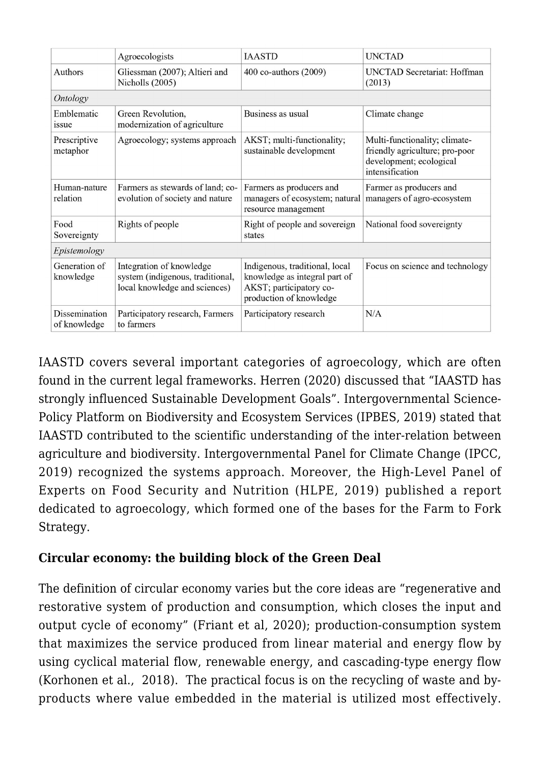| | Agroecologists | IAASTD | UNCTAD |
|---|---|---|---|
| Authors | Gliessman (2007); Altieri and Nicholls (2005) | 400 co-authors (2009) | UNCTAD Secretariat: Hoffman (2013) |
| *Ontology* | | | |
| Emblematic issue | Green Revolution, modernization of agriculture | Business as usual | Climate change |
| Prescriptive metaphor | Agroecology; systems approach | AKST; multi-functionality; sustainable development | Multi-functionality; climate-friendly agriculture; pro-poor development; ecological intensification |
| Human-nature relation | Farmers as stewards of land; co-evolution of society and nature | Farmers as producers and managers of ecosystem; natural resource management | Farmer as producers and managers of agro-ecosystem |
| Food Sovereignty | Rights of people | Right of people and sovereign states | National food sovereignty |
| *Epistemology* | | | |
| Generation of knowledge | Integration of knowledge system (indigenous, traditional, local knowledge and sciences) | Indigenous, traditional, local knowledge as integral part of AKST; participatory co-production of knowledge | Focus on science and technology |
| Dissemination of knowledge | Participatory research, Farmers to farmers | Participatory research | N/A |

IAASTD covers several important categories of agroecology, which are often found in the current legal frameworks. Herren (2020) discussed that "IAASTD has strongly influenced Sustainable Development Goals". Intergovernmental Science-Policy Platform on Biodiversity and Ecosystem Services (IPBES, 2019) stated that IAASTD contributed to the scientific understanding of the inter-relation between agriculture and biodiversity. Intergovernmental Panel for Climate Change (IPCC, 2019) recognized the systems approach. Moreover, the High-Level Panel of Experts on Food Security and Nutrition (HLPE, 2019) published a report dedicated to agroecology, which formed one of the bases for the Farm to Fork Strategy.

## Circular economy: the building block of the Green Deal

The definition of circular economy varies but the core ideas are "regenerative and restorative system of production and consumption, which closes the input and output cycle of economy" (Friant et al, 2020); production-consumption system that maximizes the service produced from linear material and energy flow by using cyclical material flow, renewable energy, and cascading-type energy flow (Korhonen et al., 2018). The practical focus is on the recycling of waste and by-products where value embedded in the material is utilized most effectively.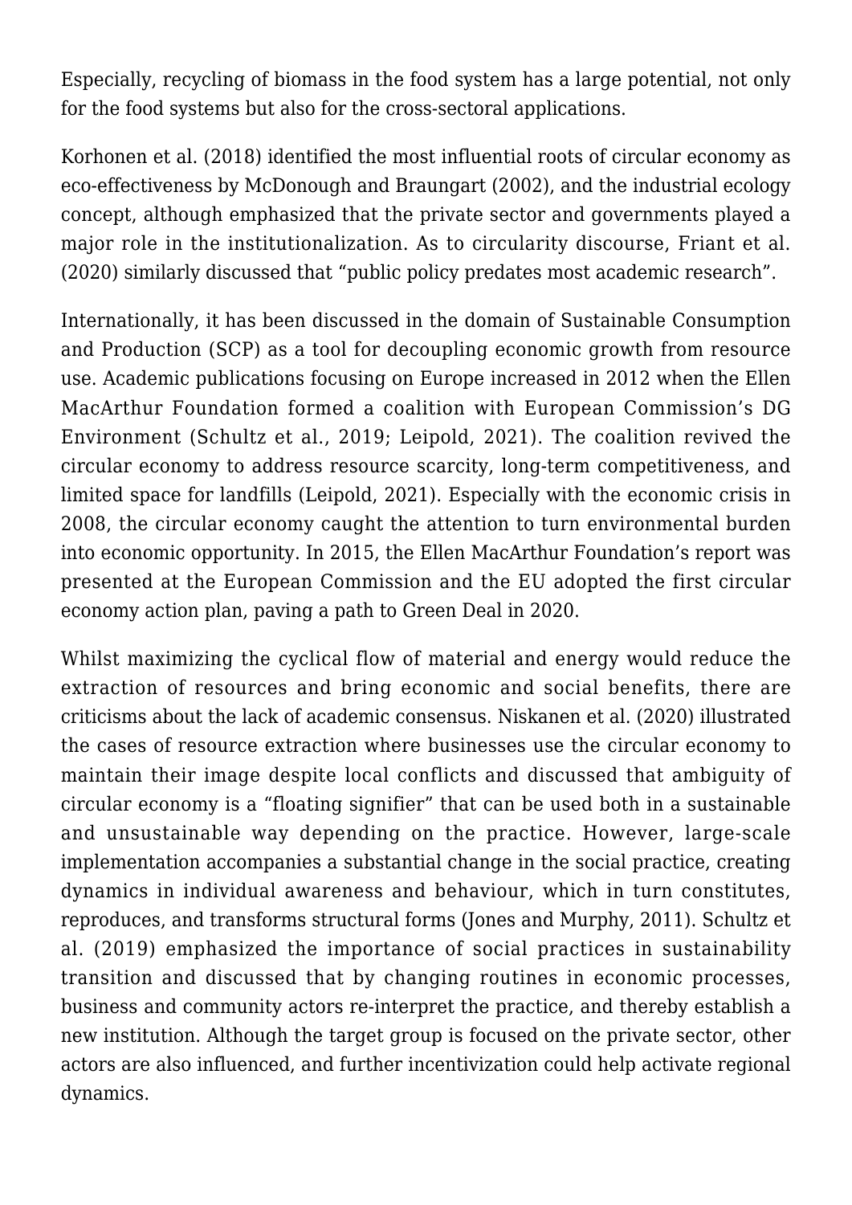Especially, recycling of biomass in the food system has a large potential, not only for the food systems but also for the cross-sectoral applications.

Korhonen et al. (2018) identified the most influential roots of circular economy as eco-effectiveness by McDonough and Braungart (2002), and the industrial ecology concept, although emphasized that the private sector and governments played a major role in the institutionalization. As to circularity discourse, Friant et al. (2020) similarly discussed that “public policy predates most academic research”.

Internationally, it has been discussed in the domain of Sustainable Consumption and Production (SCP) as a tool for decoupling economic growth from resource use. Academic publications focusing on Europe increased in 2012 when the Ellen MacArthur Foundation formed a coalition with European Commission’s DG Environment (Schultz et al., 2019; Leipold, 2021). The coalition revived the circular economy to address resource scarcity, long-term competitiveness, and limited space for landfills (Leipold, 2021). Especially with the economic crisis in 2008, the circular economy caught the attention to turn environmental burden into economic opportunity. In 2015, the Ellen MacArthur Foundation’s report was presented at the European Commission and the EU adopted the first circular economy action plan, paving a path to Green Deal in 2020.

Whilst maximizing the cyclical flow of material and energy would reduce the extraction of resources and bring economic and social benefits, there are criticisms about the lack of academic consensus. Niskanen et al. (2020) illustrated the cases of resource extraction where businesses use the circular economy to maintain their image despite local conflicts and discussed that ambiguity of circular economy is a “floating signifier” that can be used both in a sustainable and unsustainable way depending on the practice. However, large-scale implementation accompanies a substantial change in the social practice, creating dynamics in individual awareness and behaviour, which in turn constitutes, reproduces, and transforms structural forms (Jones and Murphy, 2011). Schultz et al. (2019) emphasized the importance of social practices in sustainability transition and discussed that by changing routines in economic processes, business and community actors re-interpret the practice, and thereby establish a new institution. Although the target group is focused on the private sector, other actors are also influenced, and further incentivization could help activate regional dynamics.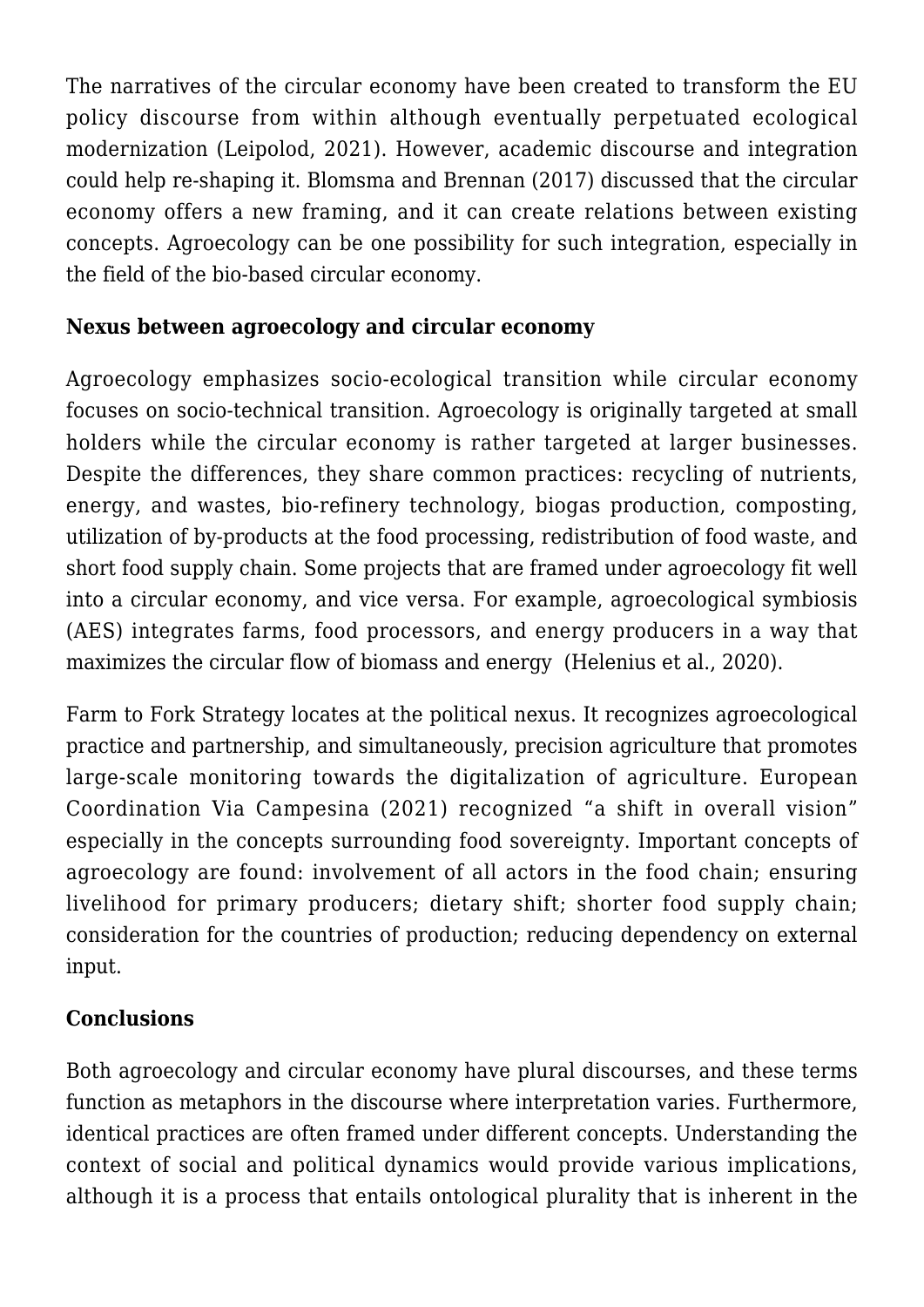The narratives of the circular economy have been created to transform the EU policy discourse from within although eventually perpetuated ecological modernization (Leipolod, 2021). However, academic discourse and integration could help re-shaping it. Blomsma and Brennan (2017) discussed that the circular economy offers a new framing, and it can create relations between existing concepts. Agroecology can be one possibility for such integration, especially in the field of the bio-based circular economy.

**Nexus between agroecology and circular economy**

Agroecology emphasizes socio-ecological transition while circular economy focuses on socio-technical transition. Agroecology is originally targeted at small holders while the circular economy is rather targeted at larger businesses. Despite the differences, they share common practices: recycling of nutrients, energy, and wastes, bio-refinery technology, biogas production, composting, utilization of by-products at the food processing, redistribution of food waste, and short food supply chain. Some projects that are framed under agroecology fit well into a circular economy, and vice versa. For example, agroecological symbiosis (AES) integrates farms, food processors, and energy producers in a way that maximizes the circular flow of biomass and energy (Helenius et al., 2020).

Farm to Fork Strategy locates at the political nexus. It recognizes agroecological practice and partnership, and simultaneously, precision agriculture that promotes large-scale monitoring towards the digitalization of agriculture. European Coordination Via Campesina (2021) recognized "a shift in overall vision" especially in the concepts surrounding food sovereignty. Important concepts of agroecology are found: involvement of all actors in the food chain; ensuring livelihood for primary producers; dietary shift; shorter food supply chain; consideration for the countries of production; reducing dependency on external input.

**Conclusions**

Both agroecology and circular economy have plural discourses, and these terms function as metaphors in the discourse where interpretation varies. Furthermore, identical practices are often framed under different concepts. Understanding the context of social and political dynamics would provide various implications, although it is a process that entails ontological plurality that is inherent in the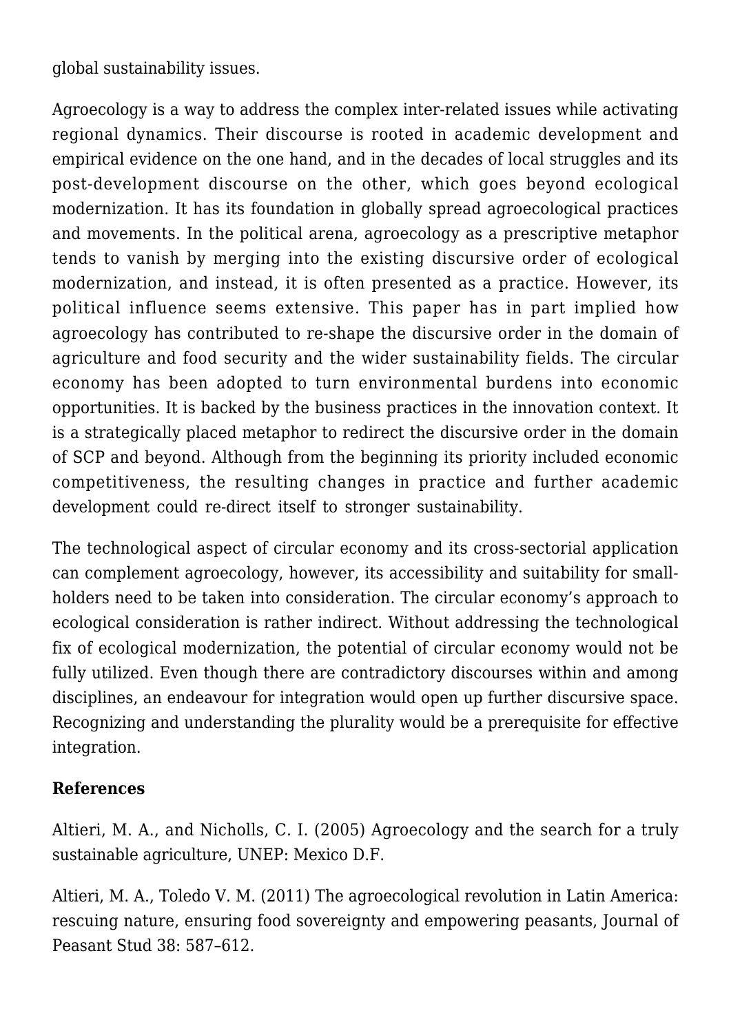global sustainability issues.

Agroecology is a way to address the complex inter-related issues while activating regional dynamics. Their discourse is rooted in academic development and empirical evidence on the one hand, and in the decades of local struggles and its post-development discourse on the other, which goes beyond ecological modernization. It has its foundation in globally spread agroecological practices and movements. In the political arena, agroecology as a prescriptive metaphor tends to vanish by merging into the existing discursive order of ecological modernization, and instead, it is often presented as a practice. However, its political influence seems extensive. This paper has in part implied how agroecology has contributed to re-shape the discursive order in the domain of agriculture and food security and the wider sustainability fields. The circular economy has been adopted to turn environmental burdens into economic opportunities. It is backed by the business practices in the innovation context. It is a strategically placed metaphor to redirect the discursive order in the domain of SCP and beyond. Although from the beginning its priority included economic competitiveness, the resulting changes in practice and further academic development could re-direct itself to stronger sustainability.

The technological aspect of circular economy and its cross-sectorial application can complement agroecology, however, its accessibility and suitability for small-holders need to be taken into consideration. The circular economy's approach to ecological consideration is rather indirect. Without addressing the technological fix of ecological modernization, the potential of circular economy would not be fully utilized. Even though there are contradictory discourses within and among disciplines, an endeavour for integration would open up further discursive space. Recognizing and understanding the plurality would be a prerequisite for effective integration.

**References**

Altieri, M. A., and Nicholls, C. I. (2005) Agroecology and the search for a truly sustainable agriculture, UNEP: Mexico D.F.

Altieri, M. A., Toledo V. M. (2011) The agroecological revolution in Latin America: rescuing nature, ensuring food sovereignty and empowering peasants, Journal of Peasant Stud 38: 587–612.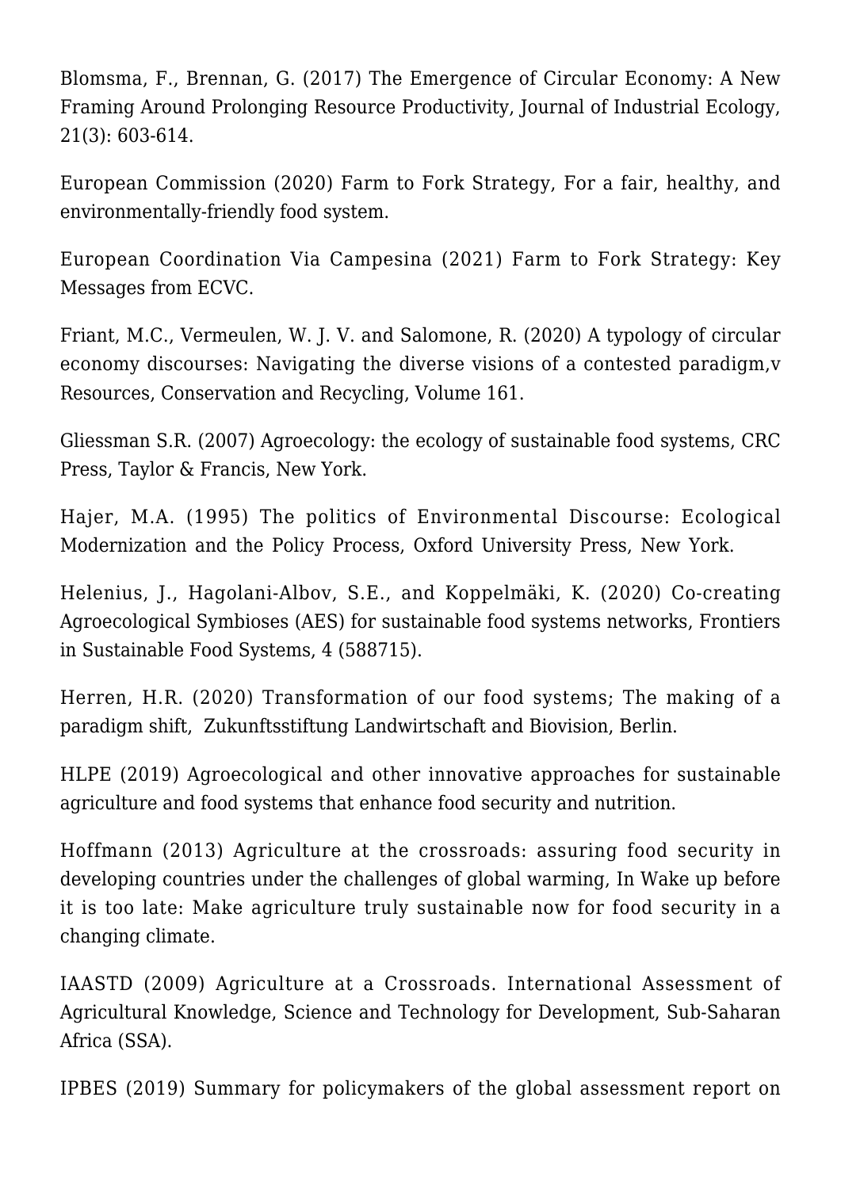Blomsma, F., Brennan, G. (2017) The Emergence of Circular Economy: A New Framing Around Prolonging Resource Productivity, Journal of Industrial Ecology, 21(3): 603-614.

European Commission (2020) Farm to Fork Strategy, For a fair, healthy, and environmentally-friendly food system.

European Coordination Via Campesina (2021) Farm to Fork Strategy: Key Messages from ECVC.

Friant, M.C., Vermeulen, W. J. V. and Salomone, R. (2020) A typology of circular economy discourses: Navigating the diverse visions of a contested paradigm,v Resources, Conservation and Recycling, Volume 161.

Gliessman S.R. (2007) Agroecology: the ecology of sustainable food systems, CRC Press, Taylor & Francis, New York.

Hajer, M.A. (1995) The politics of Environmental Discourse: Ecological Modernization and the Policy Process, Oxford University Press, New York.

Helenius, J., Hagolani-Albov, S.E., and Koppelmäki, K. (2020) Co-creating Agroecological Symbioses (AES) for sustainable food systems networks, Frontiers in Sustainable Food Systems, 4 (588715).

Herren, H.R. (2020) Transformation of our food systems; The making of a paradigm shift, Zukunftsstiftung Landwirtschaft and Biovision, Berlin.

HLPE (2019) Agroecological and other innovative approaches for sustainable agriculture and food systems that enhance food security and nutrition.

Hoffmann (2013) Agriculture at the crossroads: assuring food security in developing countries under the challenges of global warming, In Wake up before it is too late: Make agriculture truly sustainable now for food security in a changing climate.

IAASTD (2009) Agriculture at a Crossroads. International Assessment of Agricultural Knowledge, Science and Technology for Development, Sub-Saharan Africa (SSA).

IPBES (2019) Summary for policymakers of the global assessment report on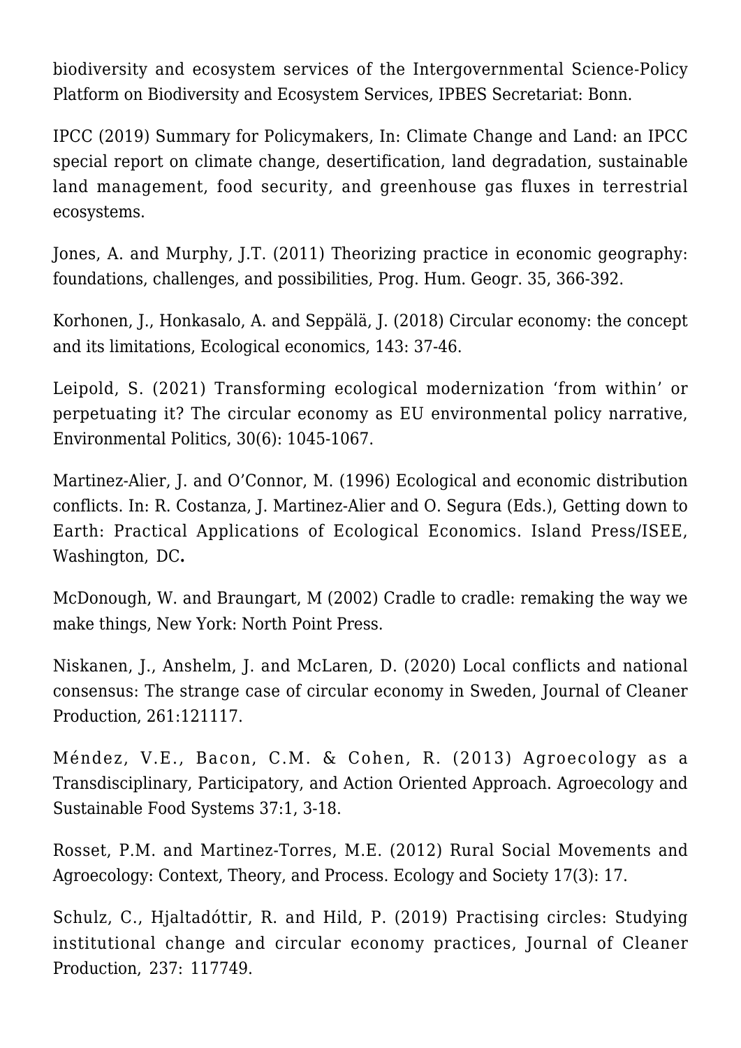biodiversity and ecosystem services of the Intergovernmental Science-Policy Platform on Biodiversity and Ecosystem Services, IPBES Secretariat: Bonn.

IPCC (2019) Summary for Policymakers, In: Climate Change and Land: an IPCC special report on climate change, desertification, land degradation, sustainable land management, food security, and greenhouse gas fluxes in terrestrial ecosystems.

Jones, A. and Murphy, J.T. (2011) Theorizing practice in economic geography: foundations, challenges, and possibilities, Prog. Hum. Geogr. 35, 366-392.

Korhonen, J., Honkasalo, A. and Seppälä, J. (2018) Circular economy: the concept and its limitations, Ecological economics, 143: 37-46.

Leipold, S. (2021) Transforming ecological modernization 'from within' or perpetuating it? The circular economy as EU environmental policy narrative, Environmental Politics, 30(6): 1045-1067.

Martinez-Alier, J. and O'Connor, M. (1996) Ecological and economic distribution conflicts. In: R. Costanza, J. Martinez-Alier and O. Segura (Eds.), Getting down to Earth: Practical Applications of Ecological Economics. Island Press/ISEE, Washington, DC**.**

McDonough, W. and Braungart, M (2002) Cradle to cradle: remaking the way we make things, New York: North Point Press.

Niskanen, J., Anshelm, J. and McLaren, D. (2020) Local conflicts and national consensus: The strange case of circular economy in Sweden, Journal of Cleaner Production, 261:121117.

Méndez, V.E., Bacon, C.M. & Cohen, R. (2013) Agroecology as a Transdisciplinary, Participatory, and Action Oriented Approach. Agroecology and Sustainable Food Systems 37:1, 3-18.

Rosset, P.M. and Martinez-Torres, M.E. (2012) Rural Social Movements and Agroecology: Context, Theory, and Process. Ecology and Society 17(3): 17.

Schulz, C., Hjaltadóttir, R. and Hild, P. (2019) Practising circles: Studying institutional change and circular economy practices, Journal of Cleaner Production, 237: 117749.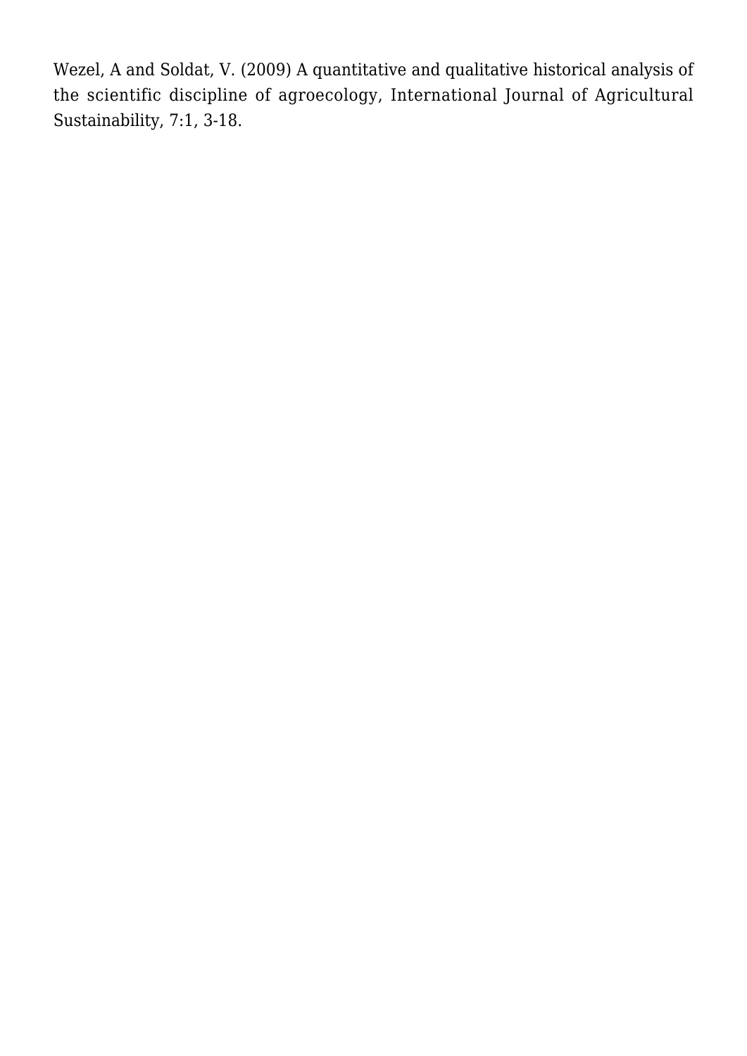Wezel, A and Soldat, V. (2009) A quantitative and qualitative historical analysis of the scientific discipline of agroecology, International Journal of Agricultural Sustainability, 7:1, 3-18.